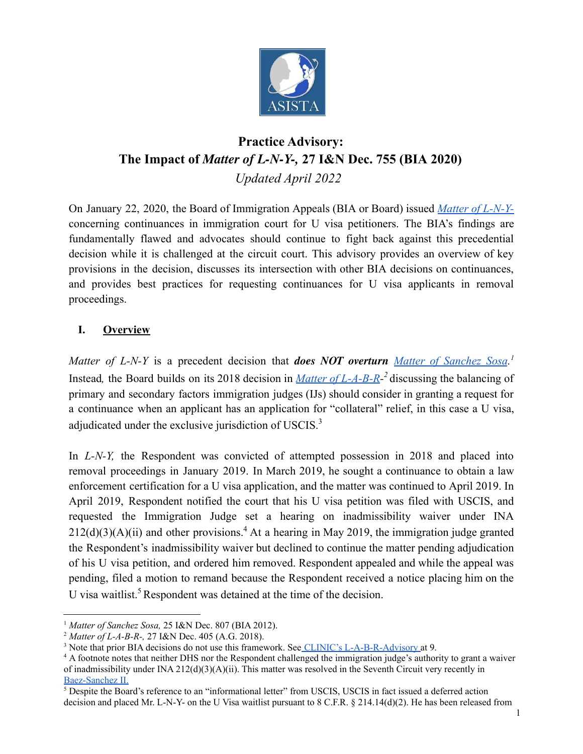# Practice Advisory:
# The Impact of *Matter of L-N-Y-*, 27 I&N Dec. 755 (BIA 2020)

*Updated April 2022*

On January 22, 2020, the Board of Immigration Appeals (BIA or Board) issued *Matter of L-N-Y-* concerning continuances in immigration court for U visa petitioners. The BIA's findings are fundamentally flawed and advocates should continue to fight back against this precedential decision while it is challenged at the circuit court. This advisory provides an overview of key provisions in the decision, discusses its intersection with other BIA decisions on continuances, and provides best practices for requesting continuances for U visa applicants in removal proceedings.

## I. Overview

*Matter of L-N-Y* is a precedent decision that ***does NOT overturn*** *Matter of Sanchez Sosa*.[1] Instead, the Board builds on its 2018 decision in *Matter of L-A-B-R-*[2] discussing the balancing of primary and secondary factors immigration judges (IJs) should consider in granting a request for a continuance when an applicant has an application for "collateral" relief, in this case a U visa, adjudicated under the exclusive jurisdiction of USCIS.[3]

In *L-N-Y,* the Respondent was convicted of attempted possession in 2018 and placed into removal proceedings in January 2019. In March 2019, he sought a continuance to obtain a law enforcement certification for a U visa application, and the matter was continued to April 2019. In April 2019, Respondent notified the court that his U visa petition was filed with USCIS, and requested the Immigration Judge set a hearing on inadmissibility waiver under INA 212(d)(3)(A)(ii) and other provisions.[4] At a hearing in May 2019, the immigration judge granted the Respondent's inadmissibility waiver but declined to continue the matter pending adjudication of his U visa petition, and ordered him removed. Respondent appealed and while the appeal was pending, filed a motion to remand because the Respondent received a notice placing him on the U visa waitlist.[5] Respondent was detained at the time of the decision.

---

[1] *Matter of Sanchez Sosa,* 25 I&N Dec. 807 (BIA 2012).

[2] *Matter of L-A-B-R-,* 27 I&N Dec. 405 (A.G. 2018).

[3] Note that prior BIA decisions do not use this framework. See CLINIC's L-A-B-R-Advisory at 9.

[4] A footnote notes that neither DHS nor the Respondent challenged the immigration judge's authority to grant a waiver of inadmissibility under INA 212(d)(3)(A)(ii). This matter was resolved in the Seventh Circuit very recently in Baez-Sanchez II.

[5] Despite the Board's reference to an "informational letter" from USCIS, USCIS in fact issued a deferred action decision and placed Mr. L-N-Y- on the U Visa waitlist pursuant to 8 C.F.R. § 214.14(d)(2). He has been released from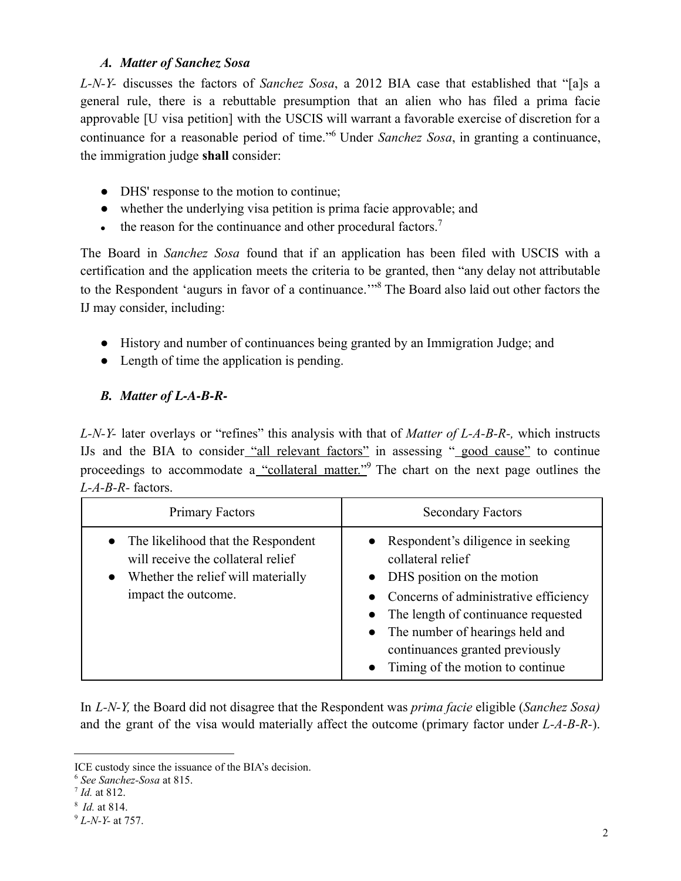### *A. Matter of Sanchez Sosa*

*L-N-Y-* discusses the factors of *Sanchez Sosa*, a 2012 BIA case that established that "[a]s a general rule, there is a rebuttable presumption that an alien who has filed a prima facie approvable [U visa petition] with the USCIS will warrant a favorable exercise of discretion for a continuance for a reasonable period of time."[6] Under *Sanchez Sosa*, in granting a continuance, the immigration judge **shall** consider:

- DHS' response to the motion to continue;
- whether the underlying visa petition is prima facie approvable; and
- the reason for the continuance and other procedural factors.[7]

The Board in *Sanchez Sosa* found that if an application has been filed with USCIS with a certification and the application meets the criteria to be granted, then "any delay not attributable to the Respondent 'augurs in favor of a continuance.'"[8] The Board also laid out other factors the IJ may consider, including:

- History and number of continuances being granted by an Immigration Judge; and
- Length of time the application is pending.

### *B. Matter of L-A-B-R-*

*L-N-Y-* later overlays or "refines" this analysis with that of *Matter of L-A-B-R-,* which instructs IJs and the BIA to consider "all relevant factors" in assessing "good cause" to continue proceedings to accommodate a "collateral matter."[9] The chart on the next page outlines the *L-A-B-R-* factors.

| Primary Factors | Secondary Factors |
|---|---|
| • The likelihood that the Respondent will receive the collateral relief<br>• Whether the relief will materially impact the outcome. | • Respondent's diligence in seeking collateral relief<br>• DHS position on the motion<br>• Concerns of administrative efficiency<br>• The length of continuance requested<br>• The number of hearings held and continuances granted previously<br>• Timing of the motion to continue |

In *L-N-Y,* the Board did not disagree that the Respondent was *prima facie* eligible (*Sanchez Sosa)* and the grant of the visa would materially affect the outcome (primary factor under *L-A-B-R-*).

---

ICE custody since the issuance of the BIA's decision.

[6] *See Sanchez-Sosa* at 815.

[7] *Id.* at 812.

[8] *Id.* at 814.

[9] *L-N-Y-* at 757.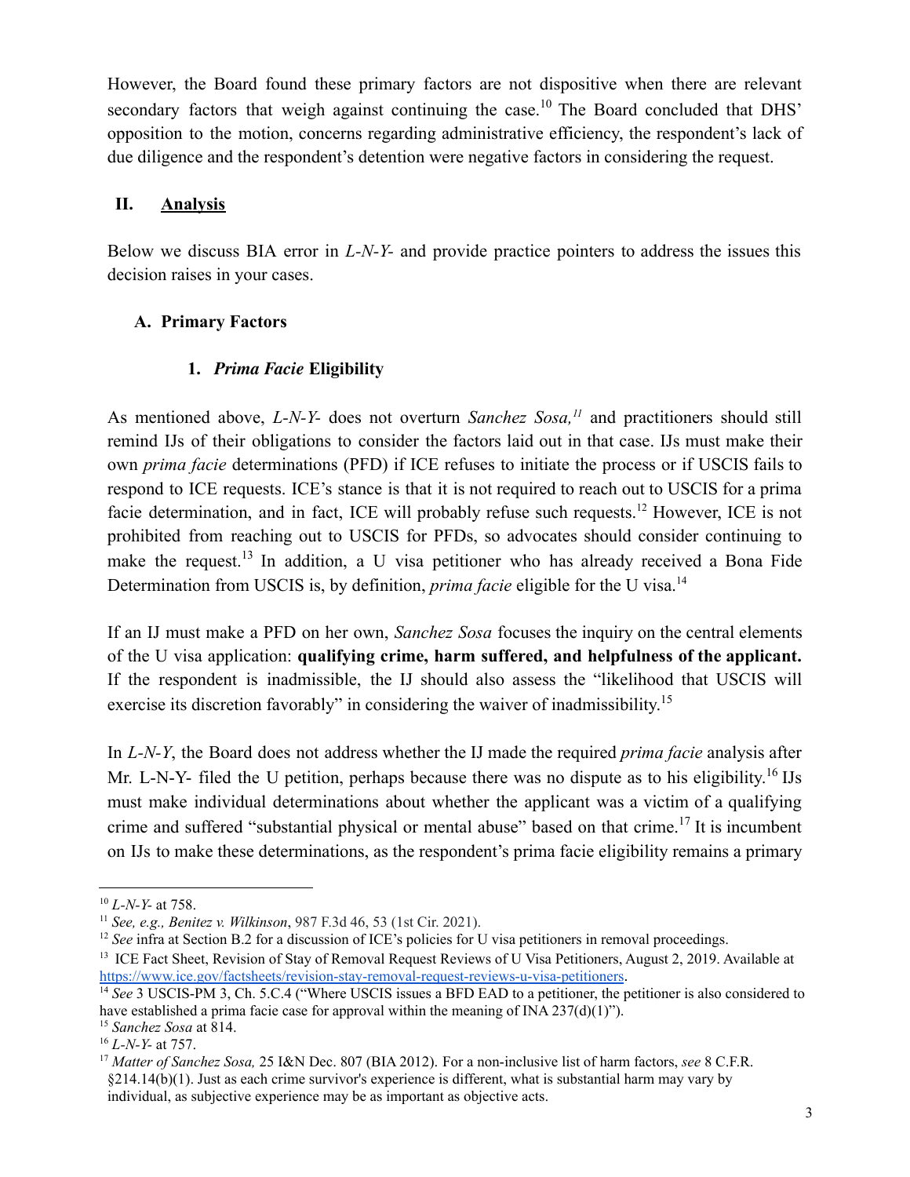However, the Board found these primary factors are not dispositive when there are relevant secondary factors that weigh against continuing the case.[10] The Board concluded that DHS' opposition to the motion, concerns regarding administrative efficiency, the respondent's lack of due diligence and the respondent's detention were negative factors in considering the request.

## II. Analysis

Below we discuss BIA error in *L-N-Y-* and provide practice pointers to address the issues this decision raises in your cases.

### A. Primary Factors

#### 1. *Prima Facie* Eligibility

As mentioned above, *L-N-Y-* does not overturn *Sanchez Sosa,*[11] and practitioners should still remind IJs of their obligations to consider the factors laid out in that case. IJs must make their own *prima facie* determinations (PFD) if ICE refuses to initiate the process or if USCIS fails to respond to ICE requests. ICE's stance is that it is not required to reach out to USCIS for a prima facie determination, and in fact, ICE will probably refuse such requests.[12] However, ICE is not prohibited from reaching out to USCIS for PFDs, so advocates should consider continuing to make the request.[13] In addition, a U visa petitioner who has already received a Bona Fide Determination from USCIS is, by definition, *prima facie* eligible for the U visa.[14]

If an IJ must make a PFD on her own, *Sanchez Sosa* focuses the inquiry on the central elements of the U visa application: **qualifying crime, harm suffered, and helpfulness of the applicant.** If the respondent is inadmissible, the IJ should also assess the "likelihood that USCIS will exercise its discretion favorably" in considering the waiver of inadmissibility.[15]

In *L-N-Y*, the Board does not address whether the IJ made the required *prima facie* analysis after Mr. L-N-Y- filed the U petition, perhaps because there was no dispute as to his eligibility.[16] IJs must make individual determinations about whether the applicant was a victim of a qualifying crime and suffered "substantial physical or mental abuse" based on that crime.[17] It is incumbent on IJs to make these determinations, as the respondent's prima facie eligibility remains a primary

---

[10] *L-N-Y-* at 758.

[11] *See, e.g., Benitez v. Wilkinson*, 987 F.3d 46, 53 (1st Cir. 2021).

[12] *See* infra at Section B.2 for a discussion of ICE's policies for U visa petitioners in removal proceedings.

[13] ICE Fact Sheet, Revision of Stay of Removal Request Reviews of U Visa Petitioners, August 2, 2019. Available at https://www.ice.gov/factsheets/revision-stay-removal-request-reviews-u-visa-petitioners.

[14] *See* 3 USCIS-PM 3, Ch. 5.C.4 ("Where USCIS issues a BFD EAD to a petitioner, the petitioner is also considered to have established a prima facie case for approval within the meaning of INA 237(d)(1)").

[15] *Sanchez Sosa* at 814.

[16] *L-N-Y-* at 757.

[17] *Matter of Sanchez Sosa,* 25 I&N Dec. 807 (BIA 2012). For a non-inclusive list of harm factors, *see* 8 C.F.R. §214.14(b)(1). Just as each crime survivor's experience is different, what is substantial harm may vary by individual, as subjective experience may be as important as objective acts.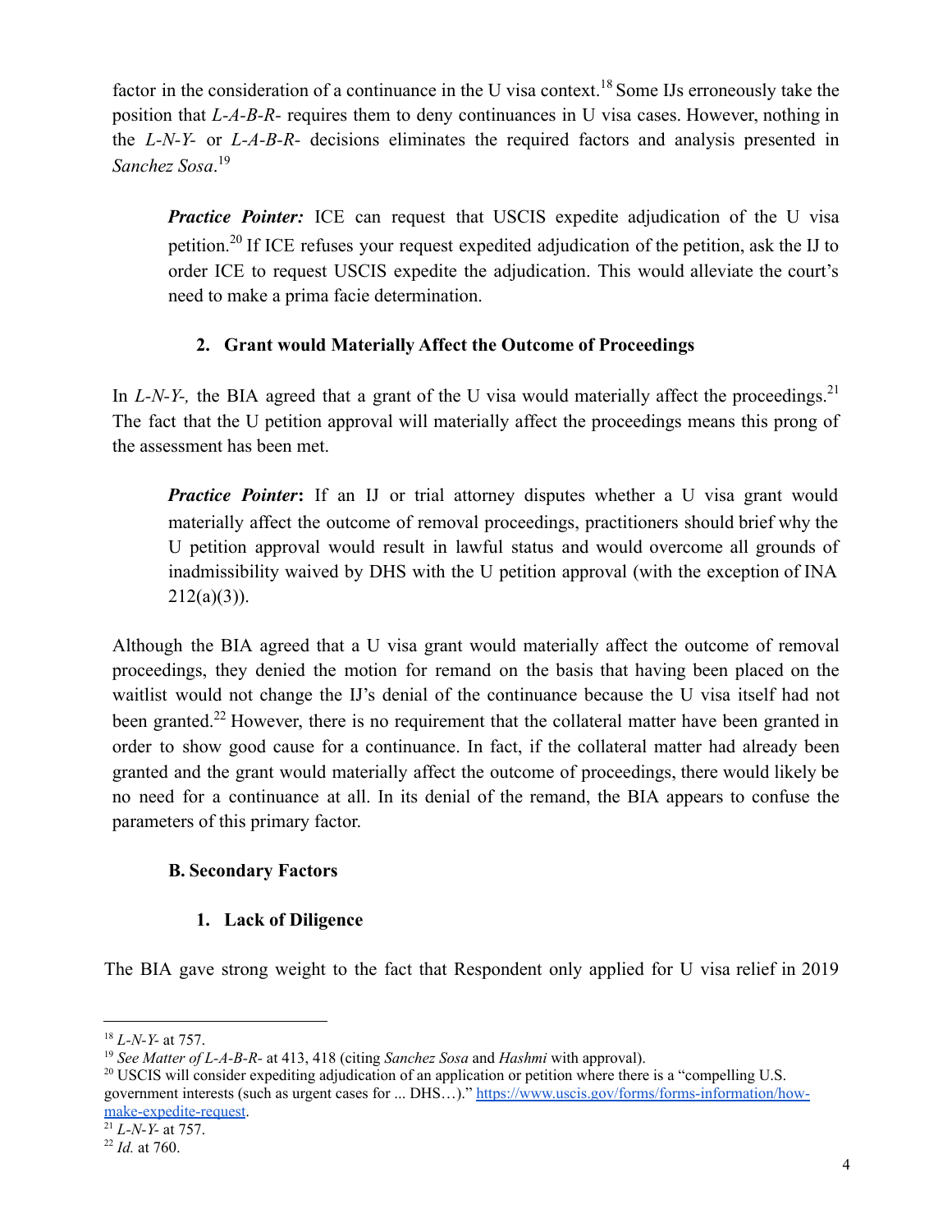factor in the consideration of a continuance in the U visa context.[18] Some IJs erroneously take the position that *L-A-B-R-* requires them to deny continuances in U visa cases. However, nothing in the *L-N-Y-* or *L-A-B-R-* decisions eliminates the required factors and analysis presented in *Sanchez Sosa*.[19]

> ***Practice Pointer:*** ICE can request that USCIS expedite adjudication of the U visa petition.[20] If ICE refuses your request expedited adjudication of the petition, ask the IJ to order ICE to request USCIS expedite the adjudication. This would alleviate the court's need to make a prima facie determination.

### 2. Grant would Materially Affect the Outcome of Proceedings

In *L-N-Y-,* the BIA agreed that a grant of the U visa would materially affect the proceedings.[21] The fact that the U petition approval will materially affect the proceedings means this prong of the assessment has been met.

> ***Practice Pointer*:** If an IJ or trial attorney disputes whether a U visa grant would materially affect the outcome of removal proceedings, practitioners should brief why the U petition approval would result in lawful status and would overcome all grounds of inadmissibility waived by DHS with the U petition approval (with the exception of INA 212(a)(3)).

Although the BIA agreed that a U visa grant would materially affect the outcome of removal proceedings, they denied the motion for remand on the basis that having been placed on the waitlist would not change the IJ's denial of the continuance because the U visa itself had not been granted.[22] However, there is no requirement that the collateral matter have been granted in order to show good cause for a continuance. In fact, if the collateral matter had already been granted and the grant would materially affect the outcome of proceedings, there would likely be no need for a continuance at all. In its denial of the remand, the BIA appears to confuse the parameters of this primary factor.

## B. Secondary Factors

### 1. Lack of Diligence

The BIA gave strong weight to the fact that Respondent only applied for U visa relief in 2019

---

[18] *L-N-Y-* at 757.

[19] *See Matter of L-A-B-R-* at 413, 418 (citing *Sanchez Sosa* and *Hashmi* with approval).

[20] USCIS will consider expediting adjudication of an application or petition where there is a "compelling U.S. government interests (such as urgent cases for ... DHS…)." https://www.uscis.gov/forms/forms-information/how-make-expedite-request.

[21] *L-N-Y-* at 757.

[22] *Id.* at 760.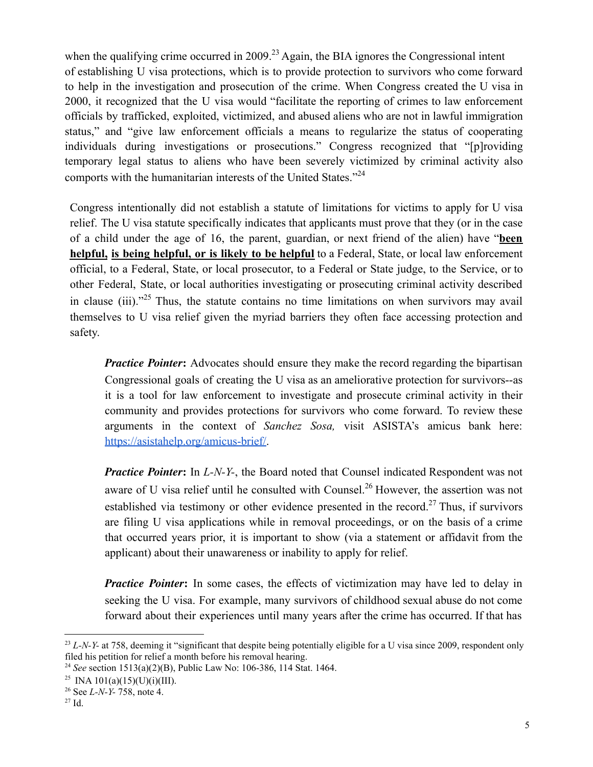when the qualifying crime occurred in 2009.[23] Again, the BIA ignores the Congressional intent of establishing U visa protections, which is to provide protection to survivors who come forward to help in the investigation and prosecution of the crime. When Congress created the U visa in 2000, it recognized that the U visa would "facilitate the reporting of crimes to law enforcement officials by trafficked, exploited, victimized, and abused aliens who are not in lawful immigration status," and "give law enforcement officials a means to regularize the status of cooperating individuals during investigations or prosecutions." Congress recognized that "[p]roviding temporary legal status to aliens who have been severely victimized by criminal activity also comports with the humanitarian interests of the United States."[24]

Congress intentionally did not establish a statute of limitations for victims to apply for U visa relief. The U visa statute specifically indicates that applicants must prove that they (or in the case of a child under the age of 16, the parent, guardian, or next friend of the alien) have "**<u>been helpful,</u> <u>is being helpful, or is likely to be helpful</u>** to a Federal, State, or local law enforcement official, to a Federal, State, or local prosecutor, to a Federal or State judge, to the Service, or to other Federal, State, or local authorities investigating or prosecuting criminal activity described in clause (iii)."[25] Thus, the statute contains no time limitations on when survivors may avail themselves to U visa relief given the myriad barriers they often face accessing protection and safety.

> ***Practice Pointer*:** Advocates should ensure they make the record regarding the bipartisan Congressional goals of creating the U visa as an ameliorative protection for survivors--as it is a tool for law enforcement to investigate and prosecute criminal activity in their community and provides protections for survivors who come forward. To review these arguments in the context of *Sanchez Sosa,* visit ASISTA's amicus bank here: [https://asistahelp.org/amicus-brief/](https://asistahelp.org/amicus-brief/).

> ***Practice Pointer*:** In *L-N-Y-*, the Board noted that Counsel indicated Respondent was not aware of U visa relief until he consulted with Counsel.[26] However, the assertion was not established via testimony or other evidence presented in the record.[27] Thus, if survivors are filing U visa applications while in removal proceedings, or on the basis of a crime that occurred years prior, it is important to show (via a statement or affidavit from the applicant) about their unawareness or inability to apply for relief.

> ***Practice Pointer*:** In some cases, the effects of victimization may have led to delay in seeking the U visa. For example, many survivors of childhood sexual abuse do not come forward about their experiences until many years after the crime has occurred. If that has

---

[23] *L-N-Y-* at 758, deeming it "significant that despite being potentially eligible for a U visa since 2009, respondent only filed his petition for relief a month before his removal hearing.

[24] *See* section 1513(a)(2)(B), Public Law No: 106-386, 114 Stat. 1464.

[25] INA 101(a)(15)(U)(i)(III).

[26] See *L-N-Y-* 758, note 4.

[27] Id.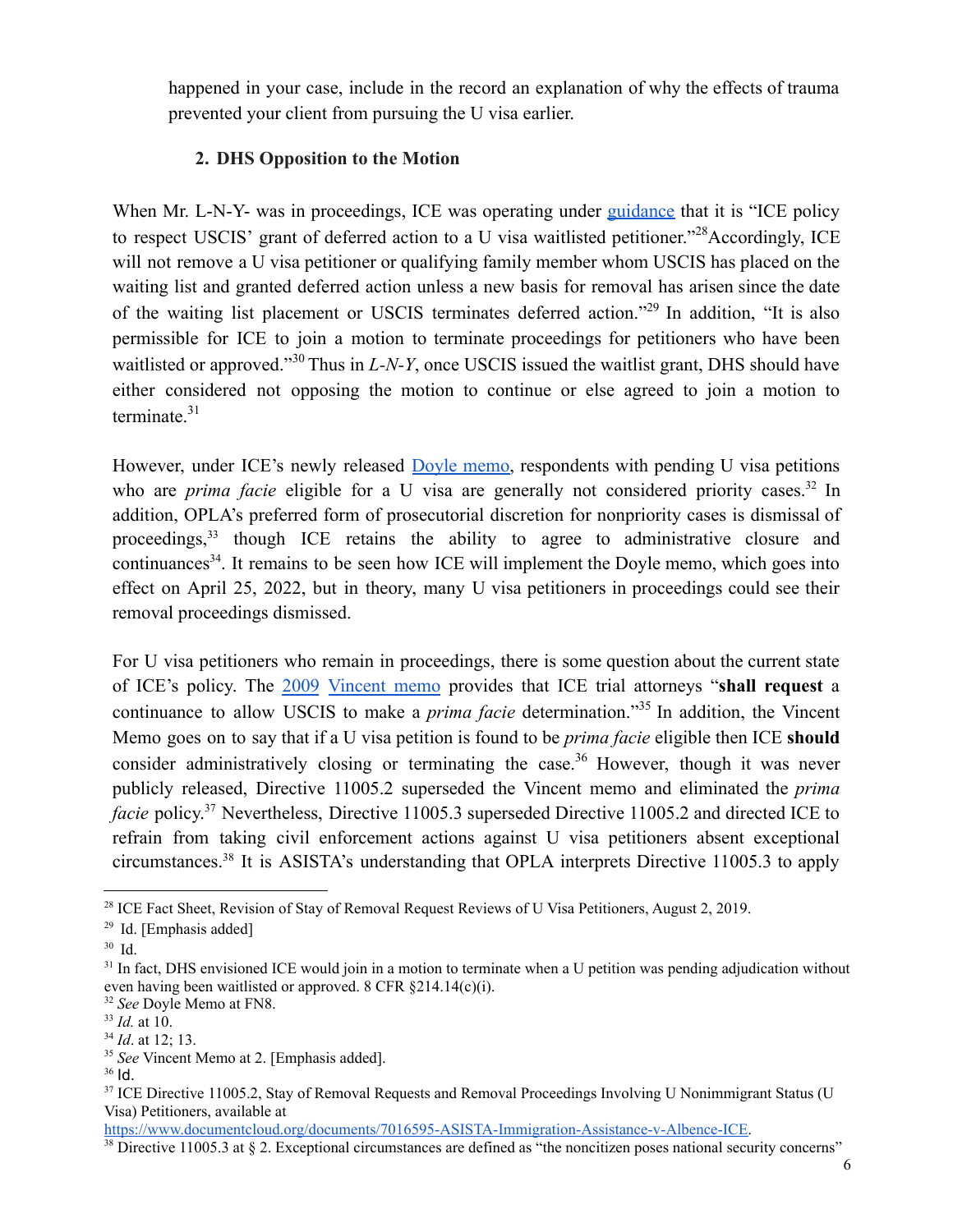happened in your case, include in the record an explanation of why the effects of trauma prevented your client from pursuing the U visa earlier.

### 2. DHS Opposition to the Motion

When Mr. L-N-Y- was in proceedings, ICE was operating under guidance that it is "ICE policy to respect USCIS' grant of deferred action to a U visa waitlisted petitioner."[28] Accordingly, ICE will not remove a U visa petitioner or qualifying family member whom USCIS has placed on the waiting list and granted deferred action unless a new basis for removal has arisen since the date of the waiting list placement or USCIS terminates deferred action."[29] In addition, "It is also permissible for ICE to join a motion to terminate proceedings for petitioners who have been waitlisted or approved."[30] Thus in *L-N-Y*, once USCIS issued the waitlist grant, DHS should have either considered not opposing the motion to continue or else agreed to join a motion to terminate.[31]

However, under ICE's newly released Doyle memo, respondents with pending U visa petitions who are *prima facie* eligible for a U visa are generally not considered priority cases.[32] In addition, OPLA's preferred form of prosecutorial discretion for nonpriority cases is dismissal of proceedings,[33] though ICE retains the ability to agree to administrative closure and continuances[34]. It remains to be seen how ICE will implement the Doyle memo, which goes into effect on April 25, 2022, but in theory, many U visa petitioners in proceedings could see their removal proceedings dismissed.

For U visa petitioners who remain in proceedings, there is some question about the current state of ICE's policy. The 2009 Vincent memo provides that ICE trial attorneys "**shall request** a continuance to allow USCIS to make a *prima facie* determination."[35] In addition, the Vincent Memo goes on to say that if a U visa petition is found to be *prima facie* eligible then ICE **should** consider administratively closing or terminating the case.[36] However, though it was never publicly released, Directive 11005.2 superseded the Vincent memo and eliminated the *prima facie* policy.[37] Nevertheless, Directive 11005.3 superseded Directive 11005.2 and directed ICE to refrain from taking civil enforcement actions against U visa petitioners absent exceptional circumstances.[38] It is ASISTA's understanding that OPLA interprets Directive 11005.3 to apply

---

[28] ICE Fact Sheet, Revision of Stay of Removal Request Reviews of U Visa Petitioners, August 2, 2019.

[29] Id. [Emphasis added]

[30] Id.

[31] In fact, DHS envisioned ICE would join in a motion to terminate when a U petition was pending adjudication without even having been waitlisted or approved. 8 CFR §214.14(c)(i).

[32] *See* Doyle Memo at FN8.

[33] *Id.* at 10.

[34] *Id*. at 12; 13.

[35] *See* Vincent Memo at 2. [Emphasis added].

[36] Id.

[37] ICE Directive 11005.2, Stay of Removal Requests and Removal Proceedings Involving U Nonimmigrant Status (U Visa) Petitioners, available at https://www.documentcloud.org/documents/7016595-ASISTA-Immigration-Assistance-v-Albence-ICE.

[38] Directive 11005.3 at § 2. Exceptional circumstances are defined as "the noncitizen poses national security concerns"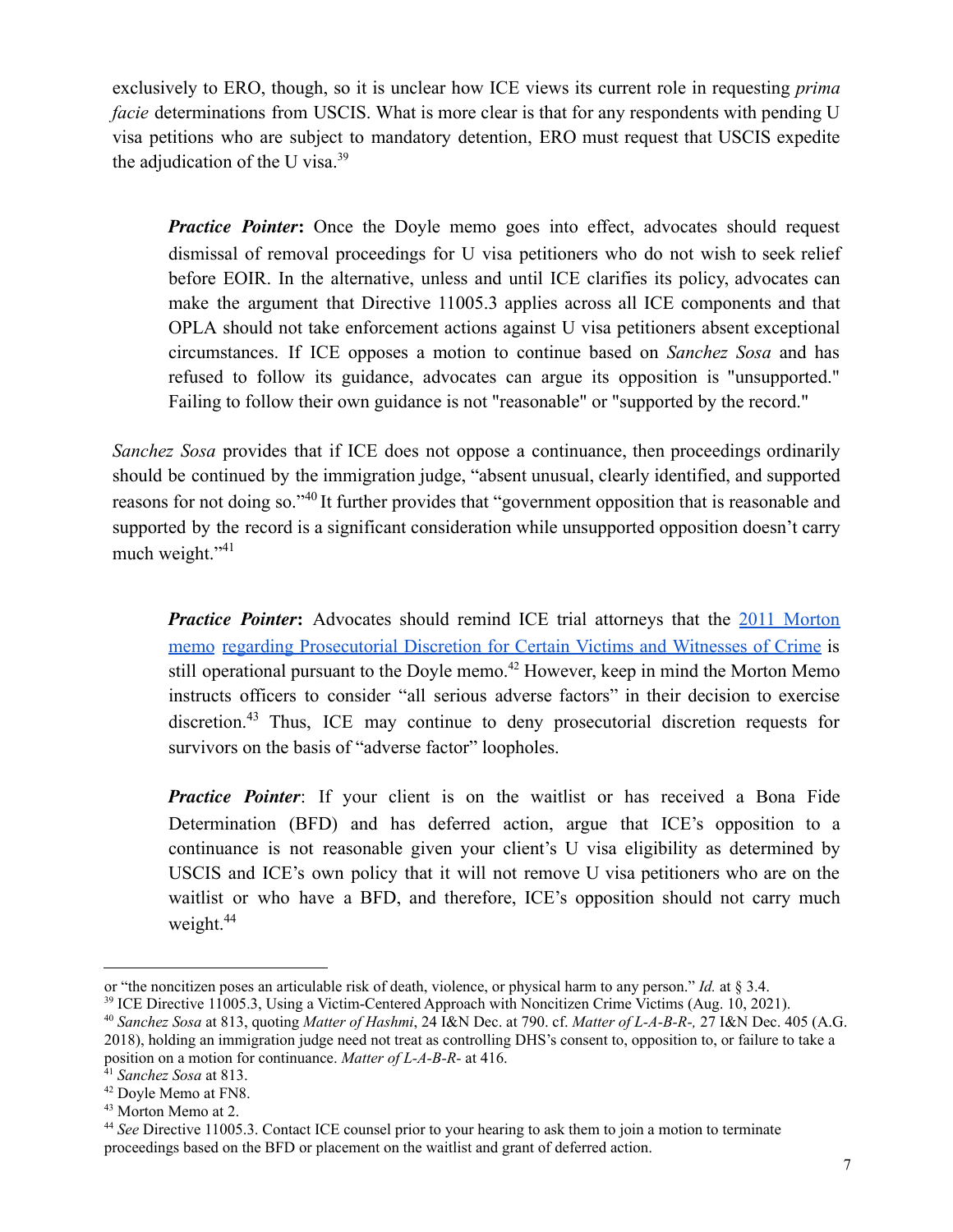exclusively to ERO, though, so it is unclear how ICE views its current role in requesting *prima facie* determinations from USCIS. What is more clear is that for any respondents with pending U visa petitions who are subject to mandatory detention, ERO must request that USCIS expedite the adjudication of the U visa.[39]

> ***Practice Pointer*****:** Once the Doyle memo goes into effect, advocates should request dismissal of removal proceedings for U visa petitioners who do not wish to seek relief before EOIR. In the alternative, unless and until ICE clarifies its policy, advocates can make the argument that Directive 11005.3 applies across all ICE components and that OPLA should not take enforcement actions against U visa petitioners absent exceptional circumstances. If ICE opposes a motion to continue based on *Sanchez Sosa* and has refused to follow its guidance, advocates can argue its opposition is "unsupported." Failing to follow their own guidance is not "reasonable" or "supported by the record."

*Sanchez Sosa* provides that if ICE does not oppose a continuance, then proceedings ordinarily should be continued by the immigration judge, "absent unusual, clearly identified, and supported reasons for not doing so."[40] It further provides that "government opposition that is reasonable and supported by the record is a significant consideration while unsupported opposition doesn't carry much weight."[41]

> ***Practice Pointer*****:** Advocates should remind ICE trial attorneys that the 2011 Morton memo regarding Prosecutorial Discretion for Certain Victims and Witnesses of Crime is still operational pursuant to the Doyle memo.[42] However, keep in mind the Morton Memo instructs officers to consider "all serious adverse factors" in their decision to exercise discretion.[43] Thus, ICE may continue to deny prosecutorial discretion requests for survivors on the basis of "adverse factor" loopholes.

> ***Practice Pointer***: If your client is on the waitlist or has received a Bona Fide Determination (BFD) and has deferred action, argue that ICE's opposition to a continuance is not reasonable given your client's U visa eligibility as determined by USCIS and ICE's own policy that it will not remove U visa petitioners who are on the waitlist or who have a BFD, and therefore, ICE's opposition should not carry much weight.[44]

---

or "the noncitizen poses an articulable risk of death, violence, or physical harm to any person." *Id.* at § 3.4.

[39] ICE Directive 11005.3, Using a Victim-Centered Approach with Noncitizen Crime Victims (Aug. 10, 2021).

[40] *Sanchez Sosa* at 813, quoting *Matter of Hashmi*, 24 I&N Dec. at 790. cf. *Matter of L-A-B-R-,* 27 I&N Dec. 405 (A.G. 2018), holding an immigration judge need not treat as controlling DHS's consent to, opposition to, or failure to take a position on a motion for continuance. *Matter of L-A-B-R-* at 416.

[41] *Sanchez Sosa* at 813.

[42] Doyle Memo at FN8.

[43] Morton Memo at 2.

[44] *See* Directive 11005.3. Contact ICE counsel prior to your hearing to ask them to join a motion to terminate proceedings based on the BFD or placement on the waitlist and grant of deferred action.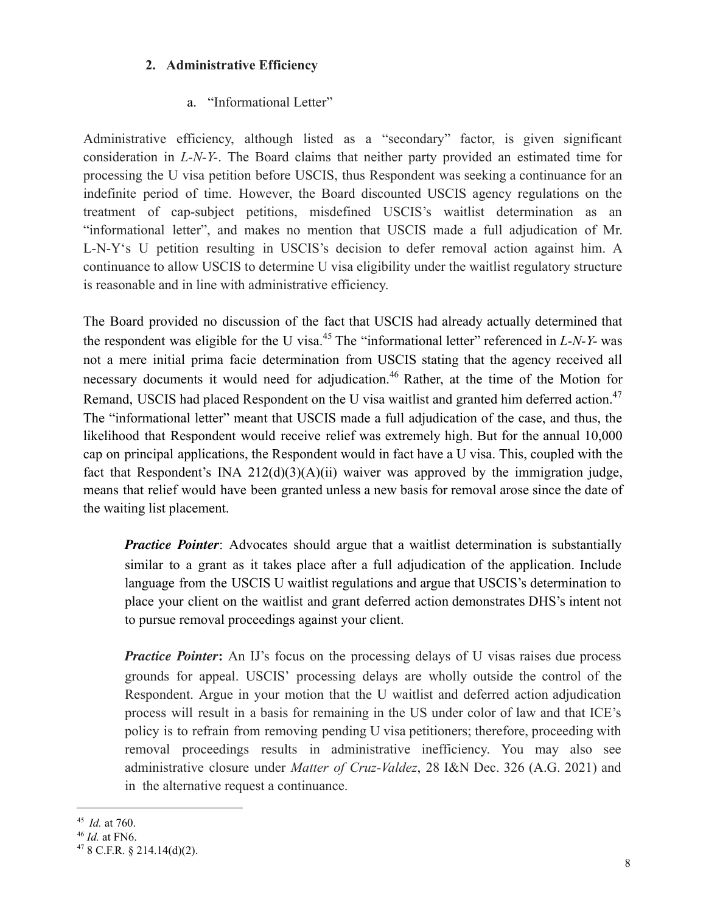### 2. Administrative Efficiency

#### a. "Informational Letter"

Administrative efficiency, although listed as a "secondary" factor, is given significant consideration in *L-N-Y-*. The Board claims that neither party provided an estimated time for processing the U visa petition before USCIS, thus Respondent was seeking a continuance for an indefinite period of time. However, the Board discounted USCIS agency regulations on the treatment of cap-subject petitions, misdefined USCIS's waitlist determination as an "informational letter", and makes no mention that USCIS made a full adjudication of Mr. L-N-Y's U petition resulting in USCIS's decision to defer removal action against him. A continuance to allow USCIS to determine U visa eligibility under the waitlist regulatory structure is reasonable and in line with administrative efficiency.

The Board provided no discussion of the fact that USCIS had already actually determined that the respondent was eligible for the U visa.[45] The "informational letter" referenced in *L-N-Y-* was not a mere initial prima facie determination from USCIS stating that the agency received all necessary documents it would need for adjudication.[46] Rather, at the time of the Motion for Remand, USCIS had placed Respondent on the U visa waitlist and granted him deferred action.[47] The "informational letter" meant that USCIS made a full adjudication of the case, and thus, the likelihood that Respondent would receive relief was extremely high. But for the annual 10,000 cap on principal applications, the Respondent would in fact have a U visa. This, coupled with the fact that Respondent's INA 212(d)(3)(A)(ii) waiver was approved by the immigration judge, means that relief would have been granted unless a new basis for removal arose since the date of the waiting list placement.

> ***Practice Pointer***: Advocates should argue that a waitlist determination is substantially similar to a grant as it takes place after a full adjudication of the application. Include language from the USCIS U waitlist regulations and argue that USCIS's determination to place your client on the waitlist and grant deferred action demonstrates DHS's intent not to pursue removal proceedings against your client.

> ***Practice Pointer*:** An IJ's focus on the processing delays of U visas raises due process grounds for appeal. USCIS' processing delays are wholly outside the control of the Respondent. Argue in your motion that the U waitlist and deferred action adjudication process will result in a basis for remaining in the US under color of law and that ICE's policy is to refrain from removing pending U visa petitioners; therefore, proceeding with removal proceedings results in administrative inefficiency. You may also see administrative closure under *Matter of Cruz-Valdez*, 28 I&N Dec. 326 (A.G. 2021) and in the alternative request a continuance.

---

[45] *Id.* at 760.

[46] *Id.* at FN6.

[47] 8 C.F.R. § 214.14(d)(2).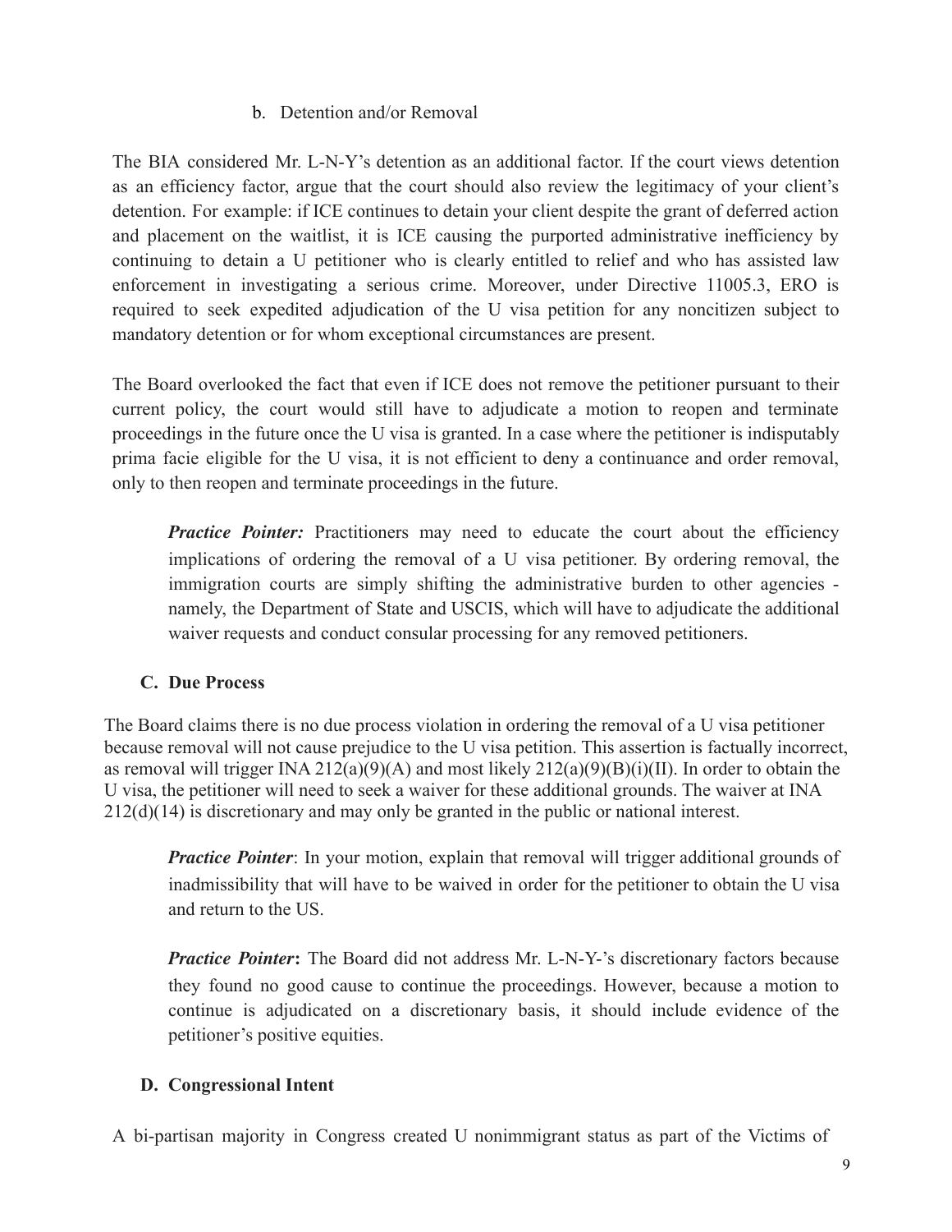#### b. Detention and/or Removal

The BIA considered Mr. L-N-Y's detention as an additional factor. If the court views detention as an efficiency factor, argue that the court should also review the legitimacy of your client's detention. For example: if ICE continues to detain your client despite the grant of deferred action and placement on the waitlist, it is ICE causing the purported administrative inefficiency by continuing to detain a U petitioner who is clearly entitled to relief and who has assisted law enforcement in investigating a serious crime. Moreover, under Directive 11005.3, ERO is required to seek expedited adjudication of the U visa petition for any noncitizen subject to mandatory detention or for whom exceptional circumstances are present.

The Board overlooked the fact that even if ICE does not remove the petitioner pursuant to their current policy, the court would still have to adjudicate a motion to reopen and terminate proceedings in the future once the U visa is granted. In a case where the petitioner is indisputably prima facie eligible for the U visa, it is not efficient to deny a continuance and order removal, only to then reopen and terminate proceedings in the future.

> ***Practice Pointer:*** Practitioners may need to educate the court about the efficiency implications of ordering the removal of a U visa petitioner. By ordering removal, the immigration courts are simply shifting the administrative burden to other agencies - namely, the Department of State and USCIS, which will have to adjudicate the additional waiver requests and conduct consular processing for any removed petitioners.

### C. Due Process

The Board claims there is no due process violation in ordering the removal of a U visa petitioner because removal will not cause prejudice to the U visa petition. This assertion is factually incorrect, as removal will trigger INA 212(a)(9)(A) and most likely 212(a)(9)(B)(i)(II). In order to obtain the U visa, the petitioner will need to seek a waiver for these additional grounds. The waiver at INA 212(d)(14) is discretionary and may only be granted in the public or national interest.

> ***Practice Pointer***: In your motion, explain that removal will trigger additional grounds of inadmissibility that will have to be waived in order for the petitioner to obtain the U visa and return to the US.

> ***Practice Pointer*****:** The Board did not address Mr. L-N-Y-'s discretionary factors because they found no good cause to continue the proceedings. However, because a motion to continue is adjudicated on a discretionary basis, it should include evidence of the petitioner's positive equities.

### D. Congressional Intent

A bi-partisan majority in Congress created U nonimmigrant status as part of the Victims of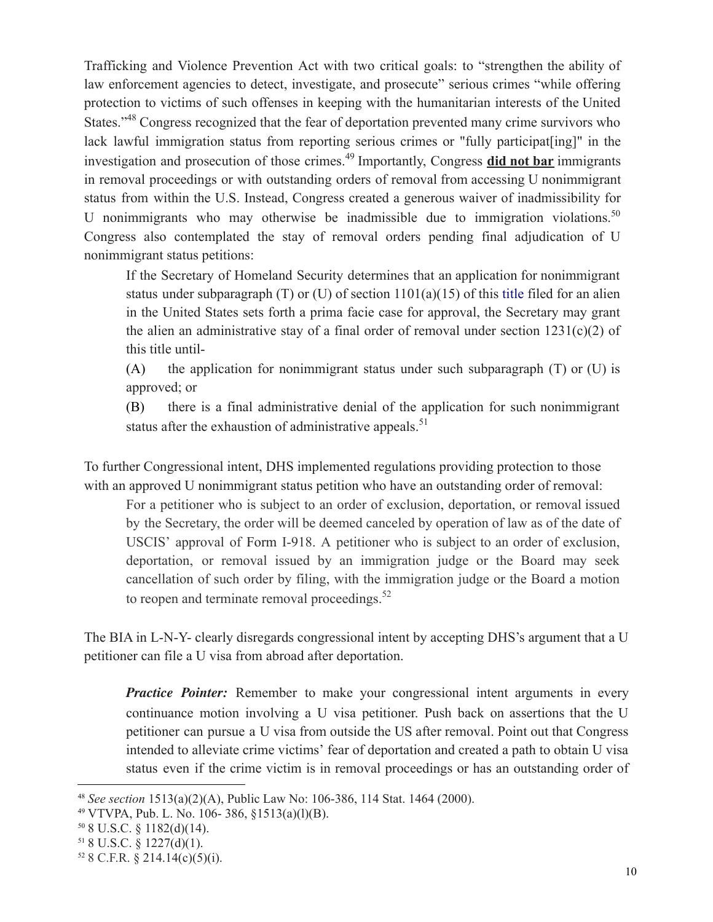Trafficking and Violence Prevention Act with two critical goals: to "strengthen the ability of law enforcement agencies to detect, investigate, and prosecute" serious crimes "while offering protection to victims of such offenses in keeping with the humanitarian interests of the United States."[48] Congress recognized that the fear of deportation prevented many crime survivors who lack lawful immigration status from reporting serious crimes or "fully participat[ing]" in the investigation and prosecution of those crimes.[49] Importantly, Congress **did not bar** immigrants in removal proceedings or with outstanding orders of removal from accessing U nonimmigrant status from within the U.S. Instead, Congress created a generous waiver of inadmissibility for U nonimmigrants who may otherwise be inadmissible due to immigration violations.[50] Congress also contemplated the stay of removal orders pending final adjudication of U nonimmigrant status petitions:

> If the Secretary of Homeland Security determines that an application for nonimmigrant status under subparagraph (T) or (U) of section 1101(a)(15) of this title filed for an alien in the United States sets forth a prima facie case for approval, the Secretary may grant the alien an administrative stay of a final order of removal under section 1231(c)(2) of this title until-
>
> (A) the application for nonimmigrant status under such subparagraph (T) or (U) is approved; or
>
> (B) there is a final administrative denial of the application for such nonimmigrant status after the exhaustion of administrative appeals.[51]

To further Congressional intent, DHS implemented regulations providing protection to those with an approved U nonimmigrant status petition who have an outstanding order of removal:

> For a petitioner who is subject to an order of exclusion, deportation, or removal issued by the Secretary, the order will be deemed canceled by operation of law as of the date of USCIS' approval of Form I-918. A petitioner who is subject to an order of exclusion, deportation, or removal issued by an immigration judge or the Board may seek cancellation of such order by filing, with the immigration judge or the Board a motion to reopen and terminate removal proceedings.[52]

The BIA in L-N-Y- clearly disregards congressional intent by accepting DHS's argument that a U petitioner can file a U visa from abroad after deportation.

> ***Practice Pointer:*** Remember to make your congressional intent arguments in every continuance motion involving a U visa petitioner. Push back on assertions that the U petitioner can pursue a U visa from outside the US after removal. Point out that Congress intended to alleviate crime victims' fear of deportation and created a path to obtain U visa status even if the crime victim is in removal proceedings or has an outstanding order of

---

[48] *See section* 1513(a)(2)(A), Public Law No: 106-386, 114 Stat. 1464 (2000).

[49] VTVPA, Pub. L. No. 106- 386, §1513(a)(l)(B).

[50] 8 U.S.C. § 1182(d)(14).

[51] 8 U.S.C. § 1227(d)(1).

[52] 8 C.F.R. § 214.14(c)(5)(i).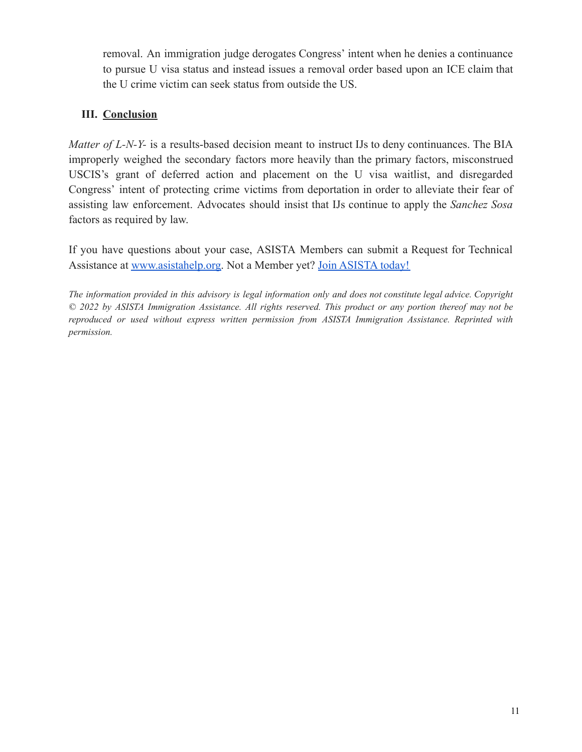removal. An immigration judge derogates Congress' intent when he denies a continuance to pursue U visa status and instead issues a removal order based upon an ICE claim that the U crime victim can seek status from outside the US.

## III. Conclusion

*Matter of L-N-Y-* is a results-based decision meant to instruct IJs to deny continuances. The BIA improperly weighed the secondary factors more heavily than the primary factors, misconstrued USCIS's grant of deferred action and placement on the U visa waitlist, and disregarded Congress' intent of protecting crime victims from deportation in order to alleviate their fear of assisting law enforcement. Advocates should insist that IJs continue to apply the *Sanchez Sosa* factors as required by law.

If you have questions about your case, ASISTA Members can submit a Request for Technical Assistance at [www.asistahelp.org](www.asistahelp.org). Not a Member yet? [Join ASISTA today!]

*The information provided in this advisory is legal information only and does not constitute legal advice. Copyright © 2022 by ASISTA Immigration Assistance. All rights reserved. This product or any portion thereof may not be reproduced or used without express written permission from ASISTA Immigration Assistance. Reprinted with permission.*